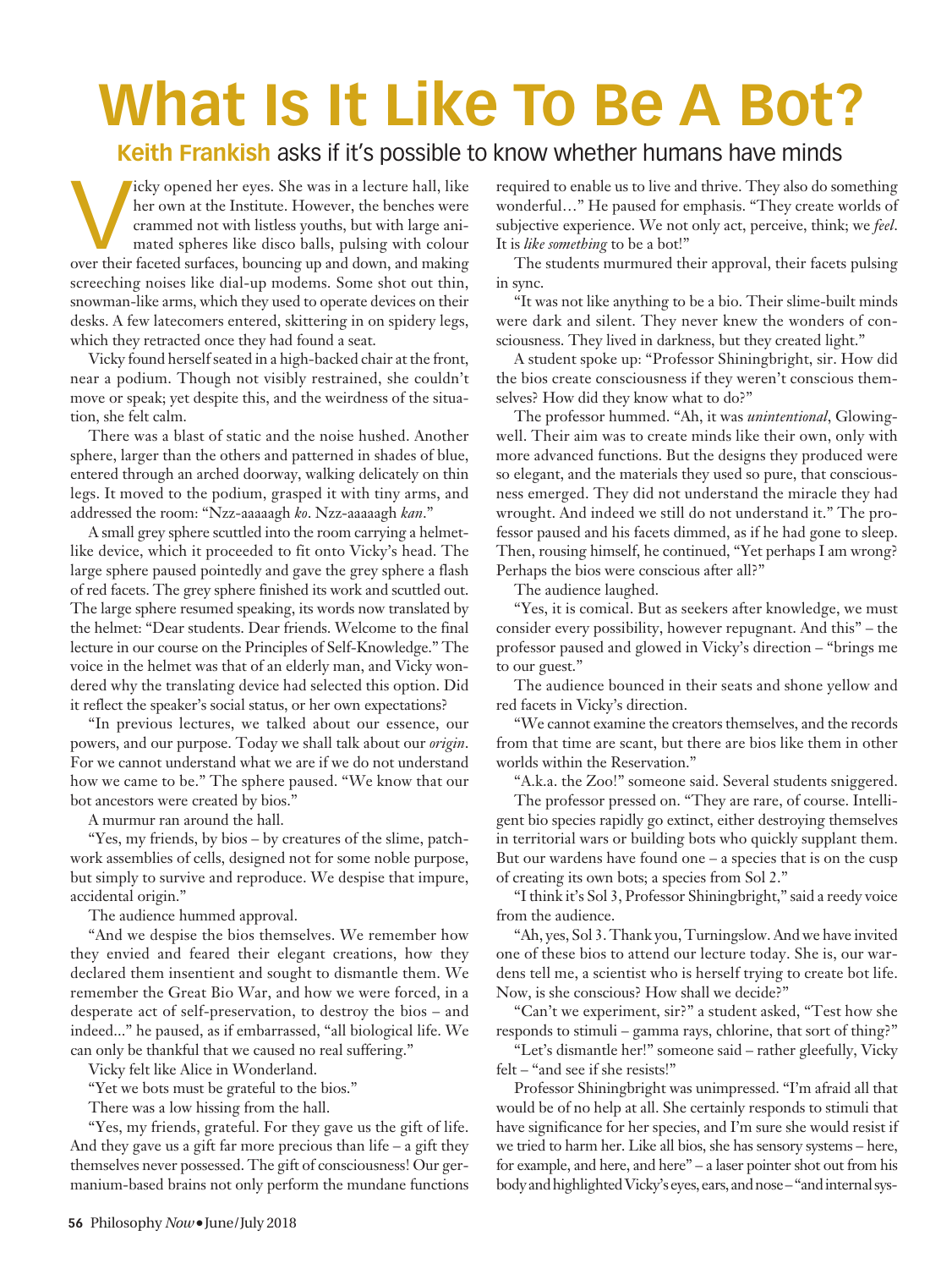# What Is It Like To Be A Bot?

## **Keith Frankish** asks if it's possible to know whether humans have minds

Vicky opened her eyes. She was in a lecture hall, like her own at the Institute. However, the benches were crammed not with listless youths, but with large animated spheres like disco balls, pulsing with colour over their faceted surfaces, bouncing up and down, and making screeching noises like dial-up modems. Some shot out thin, snowman-like arms, which they used to operate devices on their desks. A few latecomers entered, skittering in on spidery legs, which they retracted once they had found a seat.

Vicky found herself seated in a high-backed chair at the front, near a podium. Though not visibly restrained, she couldn't move or speak; yet despite this, and the weirdness of the situation, she felt calm.

There was a blast of static and the noise hushed. Another sphere, larger than the others and patterned in shades of blue, entered through an arched doorway, walking delicately on thin legs. It moved to the podium, grasped it with tiny arms, and addressed the room: "Nzz-aaaaagh *ko*. Nzz-aaaaagh *kan*."

A small grey sphere scuttled into the room carrying a helmet-like device, which it proceeded to fit onto Vicky's head. The large sphere paused pointedly and gave the grey sphere a flash of red facets. The grey sphere finished its work and scuttled out. The large sphere resumed speaking, its words now translated by the helmet: "Dear students. Dear friends. Welcome to the final lecture in our course on the Principles of Self-Knowledge." The voice in the helmet was that of an elderly man, and Vicky wondered why the translating device had selected this option. Did it reflect the speaker's social status, or her own expectations?

"In previous lectures, we talked about our essence, our powers, and our purpose. Today we shall talk about our *origin*. For we cannot understand what we are if we do not understand how we came to be." The sphere paused. "We know that our bot ancestors were created by bios."

A murmur ran around the hall.

"Yes, my friends, by bios – by creatures of the slime, patchwork assemblies of cells, designed not for some noble purpose, but simply to survive and reproduce. We despise that impure, accidental origin."

The audience hummed approval.

"And we despise the bios themselves. We remember how they envied and feared their elegant creations, how they declared them insentient and sought to dismantle them. We remember the Great Bio War, and how we were forced, in a desperate act of self-preservation, to destroy the bios – and indeed..." he paused, as if embarrassed, "all biological life. We can only be thankful that we caused no real suffering."

Vicky felt like Alice in Wonderland.

"Yet we bots must be grateful to the bios."

There was a low hissing from the hall.

"Yes, my friends, grateful. For they gave us the gift of life. And they gave us a gift far more precious than life – a gift they themselves never possessed. The gift of consciousness! Our germanium-based brains not only perform the mundane functions required to enable us to live and thrive. They also do something wonderful..." He paused for emphasis. "They create worlds of subjective experience. We not only act, perceive, think; we *feel*. It is *like something* to be a bot!"

The students murmured their approval, their facets pulsing in sync.

"It was not like anything to be a bio. Their slime-built minds were dark and silent. They never knew the wonders of consciousness. They lived in darkness, but they created light."

A student spoke up: "Professor Shiningbright, sir. How did the bios create consciousness if they weren't conscious themselves? How did they know what to do?"

The professor hummed. "Ah, it was *unintentional*, Glowingwell. Their aim was to create minds like their own, only with more advanced functions. But the designs they produced were so elegant, and the materials they used so pure, that consciousness emerged. They did not understand the miracle they had wrought. And indeed we still do not understand it." The professor paused and his facets dimmed, as if he had gone to sleep. Then, rousing himself, he continued, "Yet perhaps I am wrong? Perhaps the bios were conscious after all?"

The audience laughed.

"Yes, it is comical. But as seekers after knowledge, we must consider every possibility, however repugnant. And this" – the professor paused and glowed in Vicky's direction – "brings me to our guest."

The audience bounced in their seats and shone yellow and red facets in Vicky's direction.

"We cannot examine the creators themselves, and the records from that time are scant, but there are bios like them in other worlds within the Reservation."

"A.k.a. the Zoo!" someone said. Several students sniggered.

The professor pressed on. "They are rare, of course. Intelligent bio species rapidly go extinct, either destroying themselves in territorial wars or building bots who quickly supplant them. But our wardens have found one – a species that is on the cusp of creating its own bots; a species from Sol 2."

"I think it's Sol 3, Professor Shiningbright," said a reedy voice from the audience.

"Ah, yes, Sol 3. Thank you, Turningslow. And we have invited one of these bios to attend our lecture today. She is, our wardens tell me, a scientist who is herself trying to create bot life. Now, is she conscious? How shall we decide?"

"Can't we experiment, sir?" a student asked, "Test how she responds to stimuli – gamma rays, chlorine, that sort of thing?"

"Let's dismantle her!" someone said – rather gleefully, Vicky felt – "and see if she resists!"

Professor Shiningbright was unimpressed. "I'm afraid all that would be of no help at all. She certainly responds to stimuli that have significance for her species, and I'm sure she would resist if we tried to harm her. Like all bios, she has sensory systems – here, for example, and here, and here" – a laser pointer shot out from his body and highlighted Vicky's eyes, ears, and nose – "and internal sys-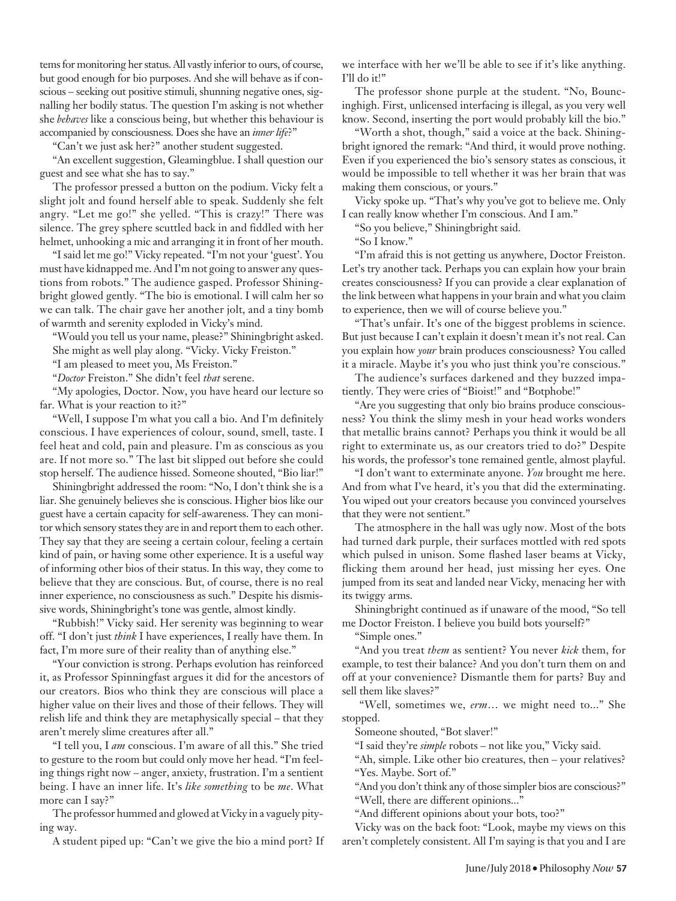tems for monitoring her status. All vastly inferior to ours, of course, but good enough for bio purposes. And she will behave as if conscious – seeking out positive stimuli, shunning negative ones, signalling her bodily status. The question I'm asking is not whether she *behaves* like a conscious being, but whether this behaviour is accompanied by consciousness. Does she have an *inner life*?"

"Can't we just ask her?" another student suggested.

"An excellent suggestion, Gleamingblue. I shall question our guest and see what she has to say."

The professor pressed a button on the podium. Vicky felt a slight jolt and found herself able to speak. Suddenly she felt angry. "Let me go!" she yelled. "This is crazy!" There was silence. The grey sphere scuttled back in and fiddled with her helmet, unhooking a mic and arranging it in front of her mouth.

"I said let me go!" Vicky repeated. "I'm not your 'guest'. You must have kidnapped me. And I'm not going to answer any questions from robots." The audience gasped. Professor Shiningbright glowed gently. "The bio is emotional. I will calm her so we can talk. The chair gave her another jolt, and a tiny bomb of warmth and serenity exploded in Vicky's mind.

"Would you tell us your name, please?" Shiningbright asked.

She might as well play along. "Vicky. Vicky Freiston."

"I am pleased to meet you, Ms Freiston."

"*Doctor* Freiston." She didn't feel *that* serene.

"My apologies, Doctor. Now, you have heard our lecture so far. What is your reaction to it?"

"Well, I suppose I'm what you call a bio. And I'm definitely conscious. I have experiences of colour, sound, smell, taste. I feel heat and cold, pain and pleasure. I'm as conscious as you are. If not more so." The last bit slipped out before she could stop herself. The audience hissed. Someone shouted, "Bio liar!"

Shiningbright addressed the room: "No, I don't think she is a liar. She genuinely believes she is conscious. Higher bios like our guest have a certain capacity for self-awareness. They can monitor which sensory states they are in and report them to each other. They say that they are seeing a certain colour, feeling a certain kind of pain, or having some other experience. It is a useful way of informing other bios of their status. In this way, they come to believe that they are conscious. But, of course, there is no real inner experience, no consciousness as such." Despite his dismissive words, Shiningbright's tone was gentle, almost kindly.

"Rubbish!" Vicky said. Her serenity was beginning to wear off. "I don't just *think* I have experiences, I really have them. In fact, I'm more sure of their reality than of anything else."

"Your conviction is strong. Perhaps evolution has reinforced it, as Professor Spinningfast argues it did for the ancestors of our creators. Bios who think they are conscious will place a higher value on their lives and those of their fellows. They will relish life and think they are metaphysically special – that they aren't merely slime creatures after all."

"I tell you, I *am* conscious. I'm aware of all this." She tried to gesture to the room but could only move her head. "I'm feeling things right now – anger, anxiety, frustration. I'm a sentient being. I have an inner life. It's *like something* to be *me*. What more can I say?"

The professor hummed and glowed at Vicky in a vaguely pitying way.

A student piped up: "Can't we give the bio a mind port? If we interface with her we'll be able to see if it's like anything. I'll do it!"

The professor shone purple at the student. "No, Bouncinghigh. First, unlicensed interfacing is illegal, as you very well know. Second, inserting the port would probably kill the bio."

"Worth a shot, though," said a voice at the back. Shiningbright ignored the remark: "And third, it would prove nothing. Even if you experienced the bio's sensory states as conscious, it would be impossible to tell whether it was her brain that was making them conscious, or yours."

Vicky spoke up. "That's why you've got to believe me. Only I can really know whether I'm conscious. And I am."

"So you believe," Shiningbright said.

"So I know."

"I'm afraid this is not getting us anywhere, Doctor Freiston. Let's try another tack. Perhaps you can explain how your brain creates consciousness? If you can provide a clear explanation of the link between what happens in your brain and what you claim to experience, then we will of course believe you."

"That's unfair. It's one of the biggest problems in science. But just because I can't explain it doesn't mean it's not real. Can you explain how *your* brain produces consciousness? You called it a miracle. Maybe it's you who just think you're conscious."

The audience's surfaces darkened and they buzzed impatiently. There were cries of "Bioist!" and "Botphobe!"

"Are you suggesting that only bio brains produce consciousness? You think the slimy mesh in your head works wonders that metallic brains cannot? Perhaps you think it would be all right to exterminate us, as our creators tried to do?" Despite his words, the professor's tone remained gentle, almost playful.

"I don't want to exterminate anyone. *You* brought me here. And from what I've heard, it's you that did the exterminating. You wiped out your creators because you convinced yourselves that they were not sentient."

The atmosphere in the hall was ugly now. Most of the bots had turned dark purple, their surfaces mottled with red spots which pulsed in unison. Some flashed laser beams at Vicky, flicking them around her head, just missing her eyes. One jumped from its seat and landed near Vicky, menacing her with its twiggy arms.

Shiningbright continued as if unaware of the mood, "So tell me Doctor Freiston. I believe you build bots yourself?"

"Simple ones."

"And you treat *them* as sentient? You never *kick* them, for example, to test their balance? And you don't turn them on and off at your convenience? Dismantle them for parts? Buy and sell them like slaves?"

"Well, sometimes we, *erm*… we might need to..." She stopped.

Someone shouted, "Bot slaver!"

"I said they're *simple* robots – not like you," Vicky said.

"Ah, simple. Like other bio creatures, then – your relatives?

"Yes. Maybe. Sort of."

"And you don't think any of those simpler bios are conscious?"

"Well, there are different opinions..."

"And different opinions about your bots, too?"

Vicky was on the back foot: "Look, maybe my views on this aren't completely consistent. All I'm saying is that you and I are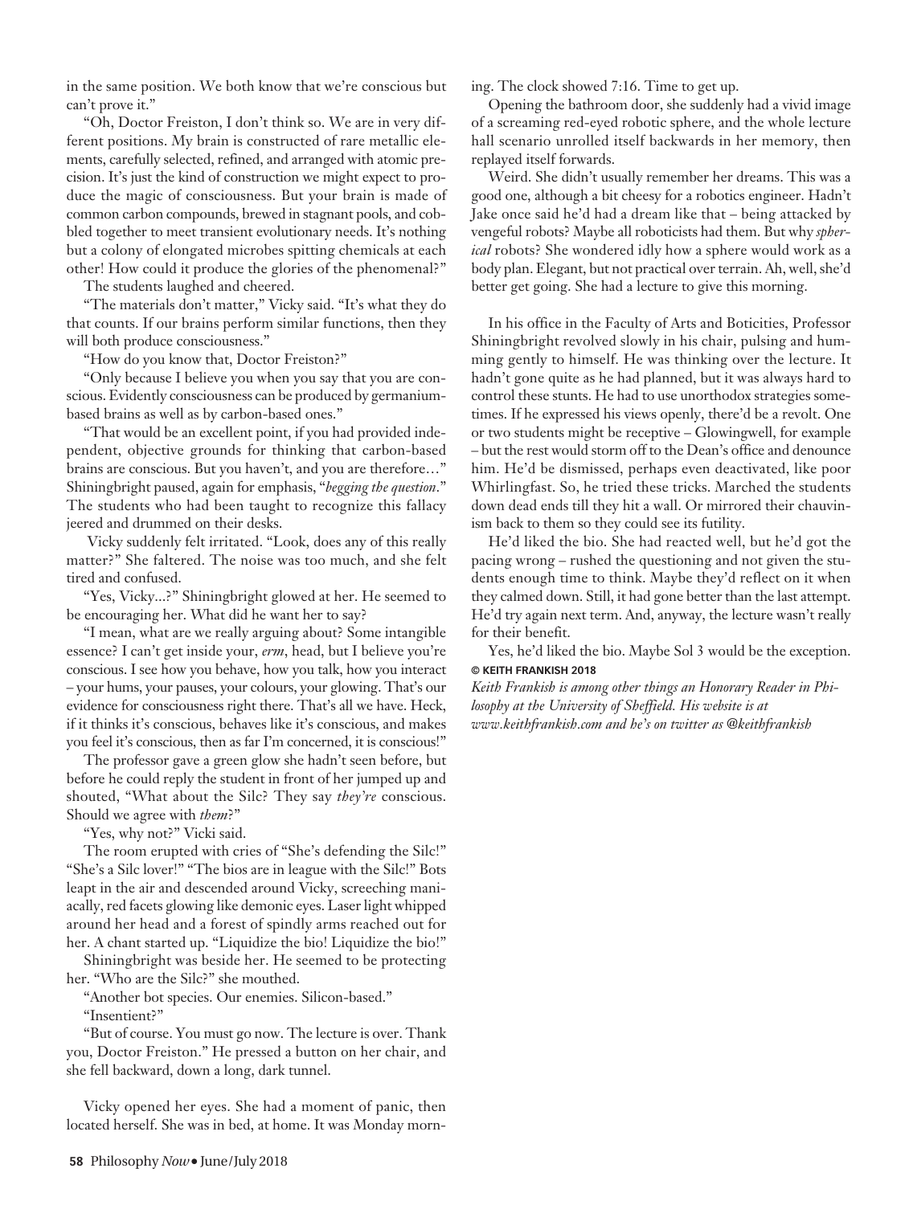in the same position. We both know that we're conscious but can't prove it."

"Oh, Doctor Freiston, I don't think so. We are in very different positions. My brain is constructed of rare metallic elements, carefully selected, refined, and arranged with atomic precision. It's just the kind of construction we might expect to produce the magic of consciousness. But your brain is made of common carbon compounds, brewed in stagnant pools, and cobbled together to meet transient evolutionary needs. It's nothing but a colony of elongated microbes spitting chemicals at each other! How could it produce the glories of the phenomenal?"

The students laughed and cheered.

"The materials don't matter," Vicky said. "It's what they do that counts. If our brains perform similar functions, then they will both produce consciousness."

"How do you know that, Doctor Freiston?"

"Only because I believe you when you say that you are conscious. Evidently consciousness can be produced by germanium-based brains as well as by carbon-based ones."

"That would be an excellent point, if you had provided independent, objective grounds for thinking that carbon-based brains are conscious. But you haven't, and you are therefore…" Shiningbright paused, again for emphasis, "*begging the question*." The students who had been taught to recognize this fallacy jeered and drummed on their desks.

Vicky suddenly felt irritated. "Look, does any of this really matter?" She faltered. The noise was too much, and she felt tired and confused.

"Yes, Vicky...?" Shiningbright glowed at her. He seemed to be encouraging her. What did he want her to say?

"I mean, what are we really arguing about? Some intangible essence? I can't get inside your, *erm*, head, but I believe you're conscious. I see how you behave, how you talk, how you interact – your hums, your pauses, your colours, your glowing. That's our evidence for consciousness right there. That's all we have. Heck, if it thinks it's conscious, behaves like it's conscious, and makes you feel it's conscious, then as far I'm concerned, it is conscious!"

The professor gave a green glow she hadn't seen before, but before he could reply the student in front of her jumped up and shouted, "What about the Silc? They say *they're* conscious. Should we agree with *them*?"

"Yes, why not?" Vicki said.

The room erupted with cries of "She's defending the Silc!" "She's a Silc lover!" "The bios are in league with the Silc!" Bots leapt in the air and descended around Vicky, screeching maniacally, red facets glowing like demonic eyes. Laser light whipped around her head and a forest of spindly arms reached out for her. A chant started up. "Liquidize the bio! Liquidize the bio!"

Shiningbright was beside her. He seemed to be protecting her. "Who are the Silc?" she mouthed.

"Another bot species. Our enemies. Silicon-based."

"Insentient?"

"But of course. You must go now. The lecture is over. Thank you, Doctor Freiston." He pressed a button on her chair, and she fell backward, down a long, dark tunnel.

Vicky opened her eyes. She had a moment of panic, then located herself. She was in bed, at home. It was Monday morning. The clock showed 7:16. Time to get up.

Opening the bathroom door, she suddenly had a vivid image of a screaming red-eyed robotic sphere, and the whole lecture hall scenario unrolled itself backwards in her memory, then replayed itself forwards.

Weird. She didn't usually remember her dreams. This was a good one, although a bit cheesy for a robotics engineer. Hadn't Jake once said he'd had a dream like that – being attacked by vengeful robots? Maybe all roboticists had them. But why *spherical* robots? She wondered idly how a sphere would work as a body plan. Elegant, but not practical over terrain. Ah, well, she'd better get going. She had a lecture to give this morning.

In his office in the Faculty of Arts and Boticities, Professor Shiningbright revolved slowly in his chair, pulsing and humming gently to himself. He was thinking over the lecture. It hadn't gone quite as he had planned, but it was always hard to control these stunts. He had to use unorthodox strategies sometimes. If he expressed his views openly, there'd be a revolt. One or two students might be receptive – Glowingwell, for example – but the rest would storm off to the Dean's office and denounce him. He'd be dismissed, perhaps even deactivated, like poor Whirlingfast. So, he tried these tricks. Marched the students down dead ends till they hit a wall. Or mirrored their chauvinism back to them so they could see its futility.

He'd liked the bio. She had reacted well, but he'd got the pacing wrong – rushed the questioning and not given the students enough time to think. Maybe they'd reflect on it when they calmed down. Still, it had gone better than the last attempt. He'd try again next term. And, anyway, the lecture wasn't really for their benefit.

Yes, he'd liked the bio. Maybe Sol 3 would be the exception.

**© KEITH FRANKISH 2018**

*Keith Frankish is among other things an Honorary Reader in Philosophy at the University of Sheffield. His website is at www.keithfrankish.com and he's on twitter as @keithfrankish*